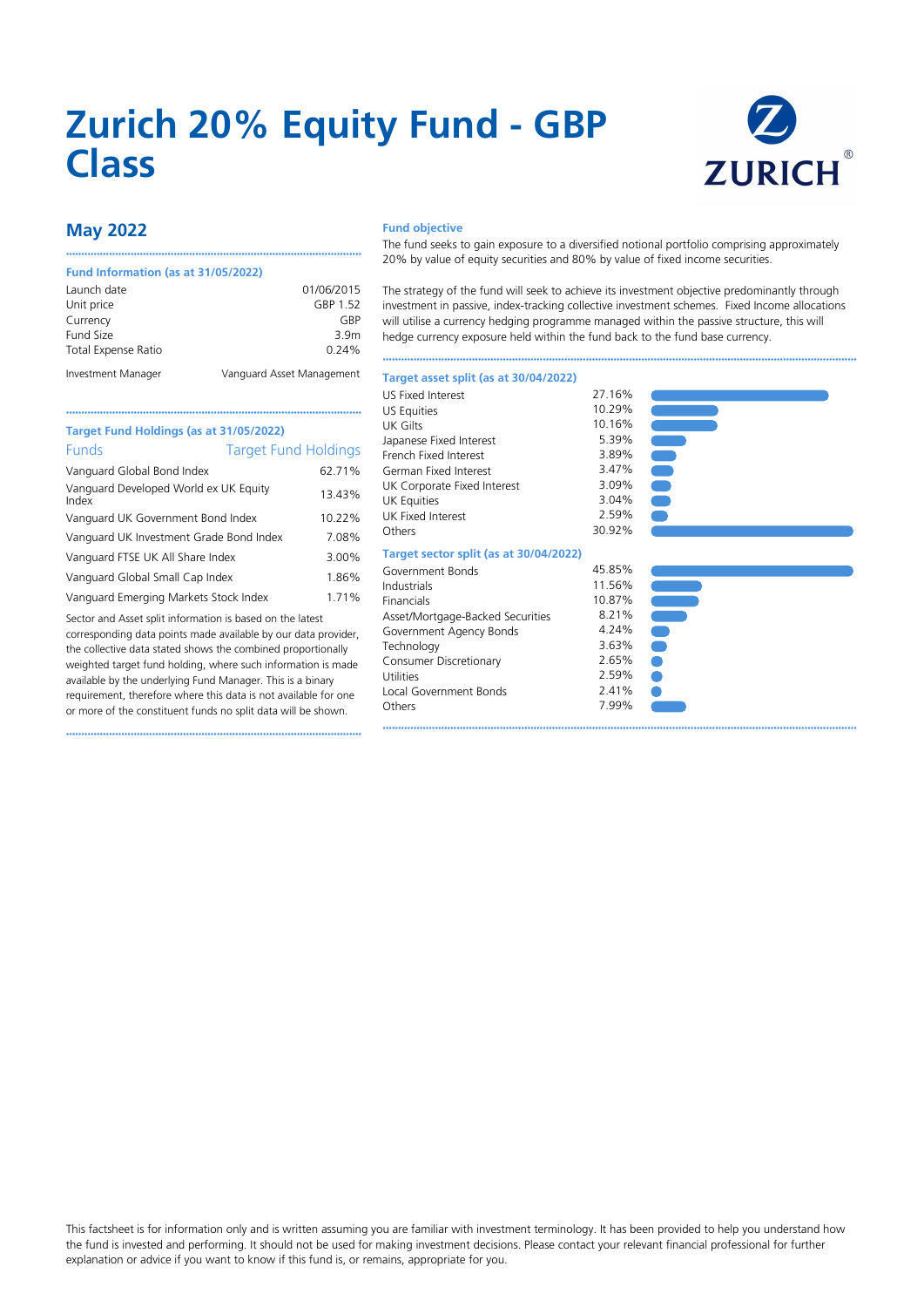# Zurich 20% Equity Fund - GBP Class

## May 2022

### Fund Information (as at 31/05/2022)

| | |
|---|---|
| Launch date | 01/06/2015 |
| Unit price | GBP 1.52 |
| Currency | GBP |
| Fund Size | 3.9m |
| Total Expense Ratio | 0.24% |
| Investment Manager | Vanguard Asset Management |

### Target Fund Holdings (as at 31/05/2022)

| Funds | Target Fund Holdings |
|---|---|
| Vanguard Global Bond Index | 62.71% |
| Vanguard Developed World ex UK Equity Index | 13.43% |
| Vanguard UK Government Bond Index | 10.22% |
| Vanguard UK Investment Grade Bond Index | 7.08% |
| Vanguard FTSE UK All Share Index | 3.00% |
| Vanguard Global Small Cap Index | 1.86% |
| Vanguard Emerging Markets Stock Index | 1.71% |

Sector and Asset split information is based on the latest corresponding data points made available by our data provider, the collective data stated shows the combined proportionally weighted target fund holding, where such information is made available by the underlying Fund Manager. This is a binary requirement, therefore where this data is not available for one or more of the constituent funds no split data will be shown.

### Fund objective

The fund seeks to gain exposure to a diversified notional portfolio comprising approximately 20% by value of equity securities and 80% by value of fixed income securities.

The strategy of the fund will seek to achieve its investment objective predominantly through investment in passive, index-tracking collective investment schemes. Fixed Income allocations will utilise a currency hedging programme managed within the passive structure, this will hedge currency exposure held within the fund back to the fund base currency.

### Target asset split (as at 30/04/2022)

| | |
|---|---|
| US Fixed Interest | 27.16% |
| US Equities | 10.29% |
| UK Gilts | 10.16% |
| Japanese Fixed Interest | 5.39% |
| French Fixed Interest | 3.89% |
| German Fixed Interest | 3.47% |
| UK Corporate Fixed Interest | 3.09% |
| UK Equities | 3.04% |
| UK Fixed Interest | 2.59% |
| Others | 30.92% |

### Target sector split (as at 30/04/2022)

| | |
|---|---|
| Government Bonds | 45.85% |
| Industrials | 11.56% |
| Financials | 10.87% |
| Asset/Mortgage-Backed Securities | 8.21% |
| Government Agency Bonds | 4.24% |
| Technology | 3.63% |
| Consumer Discretionary | 2.65% |
| Utilities | 2.59% |
| Local Government Bonds | 2.41% |
| Others | 7.99% |

This factsheet is for information only and is written assuming you are familiar with investment terminology. It has been provided to help you understand how the fund is invested and performing. It should not be used for making investment decisions. Please contact your relevant financial professional for further explanation or advice if you want to know if this fund is, or remains, appropriate for you.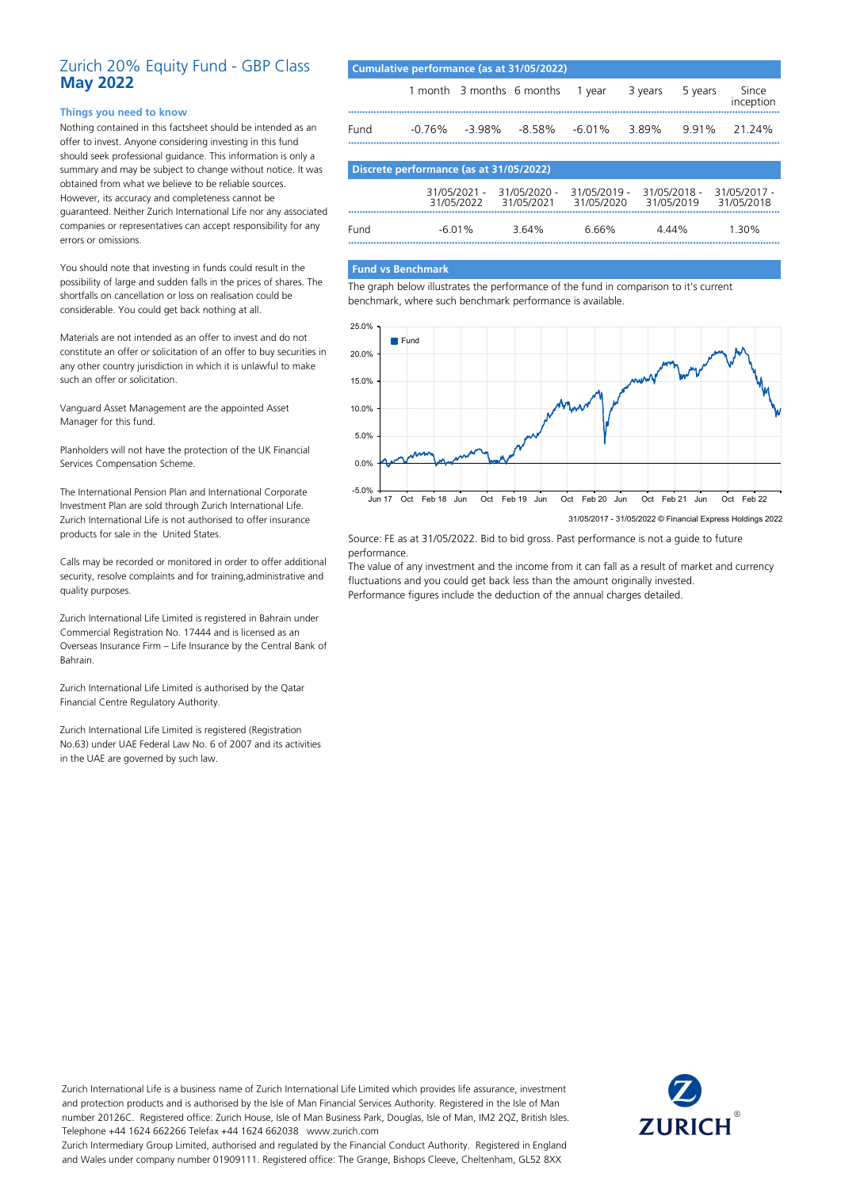# Zurich 20% Equity Fund - GBP Class
## May 2022

### Things you need to know

Nothing contained in this factsheet should be intended as an offer to invest. Anyone considering investing in this fund should seek professional guidance. This information is only a summary and may be subject to change without notice. It was obtained from what we believe to be reliable sources. However, its accuracy and completeness cannot be guaranteed. Neither Zurich International Life nor any associated companies or representatives can accept responsibility for any errors or omissions.

You should note that investing in funds could result in the possibility of large and sudden falls in the prices of shares. The shortfalls on cancellation or loss on realisation could be considerable. You could get back nothing at all.

Materials are not intended as an offer to invest and do not constitute an offer or solicitation of an offer to buy securities in any other country jurisdiction in which it is unlawful to make such an offer or solicitation.

Vanguard Asset Management are the appointed Asset Manager for this fund.

Planholders will not have the protection of the UK Financial Services Compensation Scheme.

The International Pension Plan and International Corporate Investment Plan are sold through Zurich International Life. Zurich International Life is not authorised to offer insurance products for sale in the United States.

Calls may be recorded or monitored in order to offer additional security, resolve complaints and for training,administrative and quality purposes.

Zurich International Life Limited is registered in Bahrain under Commercial Registration No. 17444 and is licensed as an Overseas Insurance Firm – Life Insurance by the Central Bank of Bahrain.

Zurich International Life Limited is authorised by the Qatar Financial Centre Regulatory Authority.

Zurich International Life Limited is registered (Registration No.63) under UAE Federal Law No. 6 of 2007 and its activities in the UAE are governed by such law.

### Cumulative performance (as at 31/05/2022)

| | 1 month | 3 months | 6 months | 1 year | 3 years | 5 years | Since inception |
|---|---|---|---|---|---|---|---|
| Fund | -0.76% | -3.98% | -8.58% | -6.01% | 3.89% | 9.91% | 21.24% |

### Discrete performance (as at 31/05/2022)

| | 31/05/2021 - 31/05/2022 | 31/05/2020 - 31/05/2021 | 31/05/2019 - 31/05/2020 | 31/05/2018 - 31/05/2019 | 31/05/2017 - 31/05/2018 |
|---|---|---|---|---|---|
| Fund | -6.01% | 3.64% | 6.66% | 4.44% | 1.30% |

### Fund vs Benchmark

The graph below illustrates the performance of the fund in comparison to it's current benchmark, where such benchmark performance is available.

25.0%
20.0%
15.0%
10.0%
5.0%
0.0%
-5.0%
Fund
Jun 17 Oct Feb 18 Jun Oct Feb 19 Jun Oct Feb 20 Jun Oct Feb 21 Jun Oct Feb 22

31/05/2017 - 31/05/2022 © Financial Express Holdings 2022

Source: FE as at 31/05/2022. Bid to bid gross. Past performance is not a guide to future performance.
The value of any investment and the income from it can fall as a result of market and currency fluctuations and you could get back less than the amount originally invested.
Performance figures include the deduction of the annual charges detailed.

Zurich International Life is a business name of Zurich International Life Limited which provides life assurance, investment and protection products and is authorised by the Isle of Man Financial Services Authority. Registered in the Isle of Man number 20126C. Registered office: Zurich House, Isle of Man Business Park, Douglas, Isle of Man, IM2 2QZ, British Isles. Telephone +44 1624 662266 Telefax +44 1624 662038 www.zurich.com
Zurich Intermediary Group Limited, authorised and regulated by the Financial Conduct Authority. Registered in England and Wales under company number 01909111. Registered office: The Grange, Bishops Cleeve, Cheltenham, GL52 8XX

ZURICH®